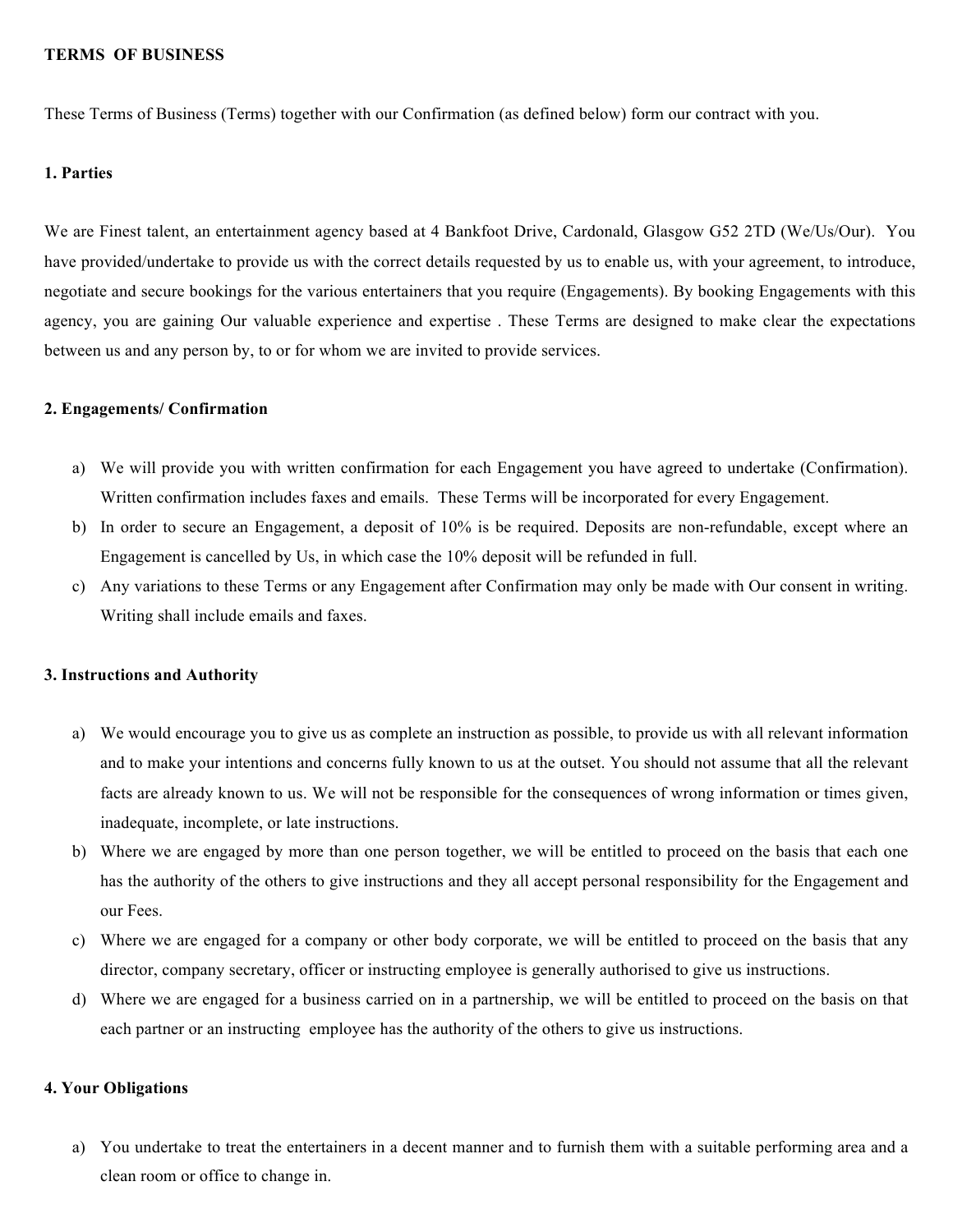**TERMS OF BUSINESS**

These Terms of Business (Terms) together with our Confirmation (as defined below) form our contract with you.

**1. Parties**

We are Finest talent, an entertainment agency based at 4 Bankfoot Drive, Cardonald, Glasgow G52 2TD (We/Us/Our). You have provided/undertake to provide us with the correct details requested by us to enable us, with your agreement, to introduce, negotiate and secure bookings for the various entertainers that you require (Engagements). By booking Engagements with this agency, you are gaining Our valuable experience and expertise . These Terms are designed to make clear the expectations between us and any person by, to or for whom we are invited to provide services.

**2. Engagements/ Confirmation**

a) We will provide you with written confirmation for each Engagement you have agreed to undertake (Confirmation). Written confirmation includes faxes and emails. These Terms will be incorporated for every Engagement.
b) In order to secure an Engagement, a deposit of 10% is be required. Deposits are non-refundable, except where an Engagement is cancelled by Us, in which case the 10% deposit will be refunded in full.
c) Any variations to these Terms or any Engagement after Confirmation may only be made with Our consent in writing. Writing shall include emails and faxes.

**3. Instructions and Authority**

a) We would encourage you to give us as complete an instruction as possible, to provide us with all relevant information and to make your intentions and concerns fully known to us at the outset. You should not assume that all the relevant facts are already known to us. We will not be responsible for the consequences of wrong information or times given, inadequate, incomplete, or late instructions.
b) Where we are engaged by more than one person together, we will be entitled to proceed on the basis that each one has the authority of the others to give instructions and they all accept personal responsibility for the Engagement and our Fees.
c) Where we are engaged for a company or other body corporate, we will be entitled to proceed on the basis that any director, company secretary, officer or instructing employee is generally authorised to give us instructions.
d) Where we are engaged for a business carried on in a partnership, we will be entitled to proceed on the basis on that each partner or an instructing employee has the authority of the others to give us instructions.

**4. Your Obligations**

a) You undertake to treat the entertainers in a decent manner and to furnish them with a suitable performing area and a clean room or office to change in.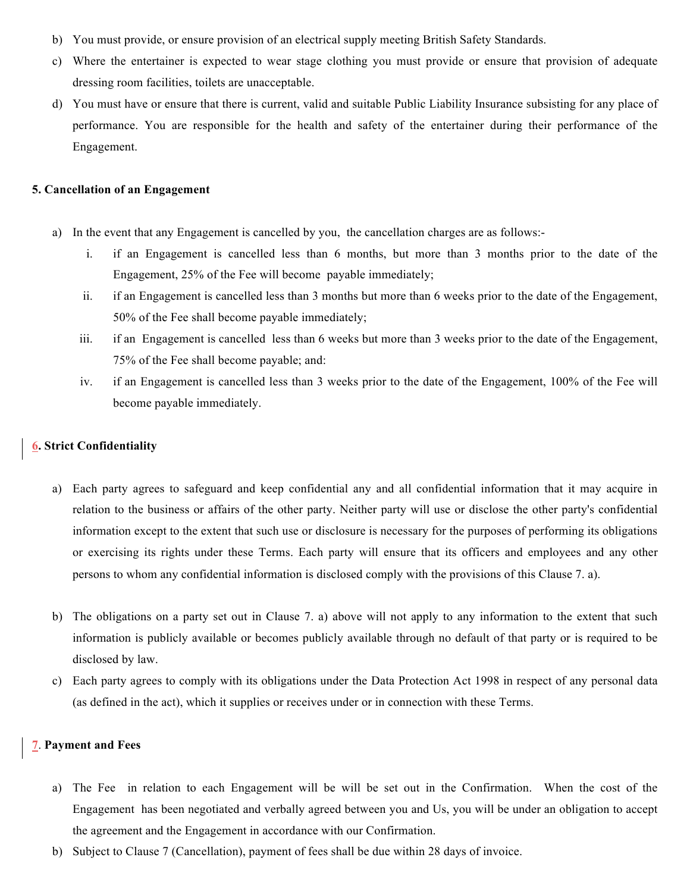b) You must provide, or ensure provision of an electrical supply meeting British Safety Standards.

c) Where the entertainer is expected to wear stage clothing you must provide or ensure that provision of adequate dressing room facilities, toilets are unacceptable.

d) You must have or ensure that there is current, valid and suitable Public Liability Insurance subsisting for any place of performance. You are responsible for the health and safety of the entertainer during their performance of the Engagement.

**5. Cancellation of an Engagement**

a) In the event that any Engagement is cancelled by you, the cancellation charges are as follows:-

   i. if an Engagement is cancelled less than 6 months, but more than 3 months prior to the date of the Engagement, 25% of the Fee will become payable immediately;

   ii. if an Engagement is cancelled less than 3 months but more than 6 weeks prior to the date of the Engagement, 50% of the Fee shall become payable immediately;

   iii. if an Engagement is cancelled less than 6 weeks but more than 3 weeks prior to the date of the Engagement, 75% of the Fee shall become payable; and:

   iv. if an Engagement is cancelled less than 3 weeks prior to the date of the Engagement, 100% of the Fee will become payable immediately.

**6. Strict Confidentiality**

a) Each party agrees to safeguard and keep confidential any and all confidential information that it may acquire in relation to the business or affairs of the other party. Neither party will use or disclose the other party's confidential information except to the extent that such use or disclosure is necessary for the purposes of performing its obligations or exercising its rights under these Terms. Each party will ensure that its officers and employees and any other persons to whom any confidential information is disclosed comply with the provisions of this Clause 7. a).

b) The obligations on a party set out in Clause 7. a) above will not apply to any information to the extent that such information is publicly available or becomes publicly available through no default of that party or is required to be disclosed by law.

c) Each party agrees to comply with its obligations under the Data Protection Act 1998 in respect of any personal data (as defined in the act), which it supplies or receives under or in connection with these Terms.

**7. Payment and Fees**

a) The Fee in relation to each Engagement will be will be set out in the Confirmation. When the cost of the Engagement has been negotiated and verbally agreed between you and Us, you will be under an obligation to accept the agreement and the Engagement in accordance with our Confirmation.

b) Subject to Clause 7 (Cancellation), payment of fees shall be due within 28 days of invoice.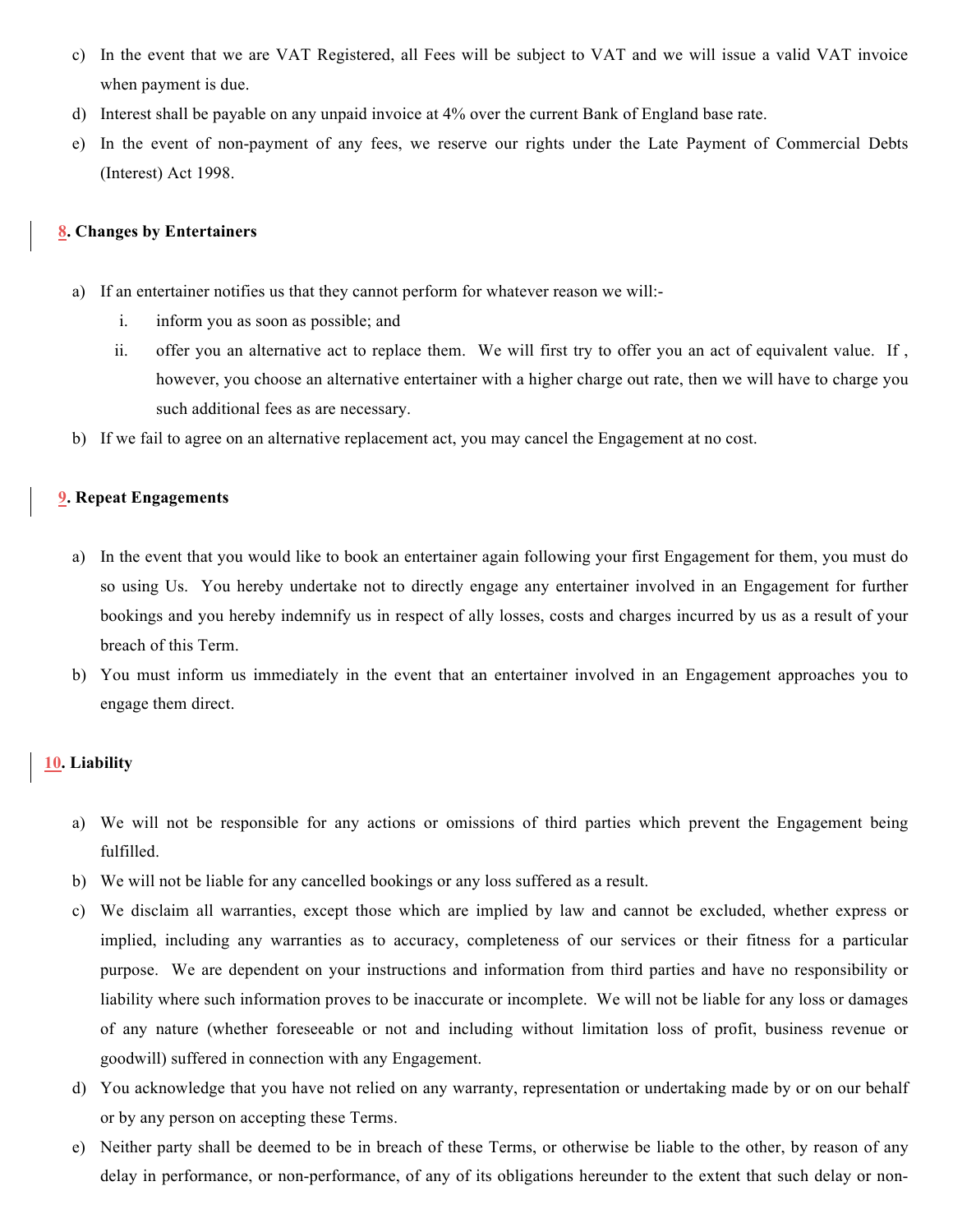c) In the event that we are VAT Registered, all Fees will be subject to VAT and we will issue a valid VAT invoice when payment is due.

d) Interest shall be payable on any unpaid invoice at 4% over the current Bank of England base rate.

e) In the event of non-payment of any fees, we reserve our rights under the Late Payment of Commercial Debts (Interest) Act 1998.

## 8. Changes by Entertainers

a) If an entertainer notifies us that they cannot perform for whatever reason we will:-

   i. inform you as soon as possible; and

   ii. offer you an alternative act to replace them. We will first try to offer you an act of equivalent value. If , however, you choose an alternative entertainer with a higher charge out rate, then we will have to charge you such additional fees as are necessary.

b) If we fail to agree on an alternative replacement act, you may cancel the Engagement at no cost.

## 9. Repeat Engagements

a) In the event that you would like to book an entertainer again following your first Engagement for them, you must do so using Us. You hereby undertake not to directly engage any entertainer involved in an Engagement for further bookings and you hereby indemnify us in respect of ally losses, costs and charges incurred by us as a result of your breach of this Term.

b) You must inform us immediately in the event that an entertainer involved in an Engagement approaches you to engage them direct.

## 10. Liability

a) We will not be responsible for any actions or omissions of third parties which prevent the Engagement being fulfilled.

b) We will not be liable for any cancelled bookings or any loss suffered as a result.

c) We disclaim all warranties, except those which are implied by law and cannot be excluded, whether express or implied, including any warranties as to accuracy, completeness of our services or their fitness for a particular purpose. We are dependent on your instructions and information from third parties and have no responsibility or liability where such information proves to be inaccurate or incomplete. We will not be liable for any loss or damages of any nature (whether foreseeable or not and including without limitation loss of profit, business revenue or goodwill) suffered in connection with any Engagement.

d) You acknowledge that you have not relied on any warranty, representation or undertaking made by or on our behalf or by any person on accepting these Terms.

e) Neither party shall be deemed to be in breach of these Terms, or otherwise be liable to the other, by reason of any delay in performance, or non-performance, of any of its obligations hereunder to the extent that such delay or non-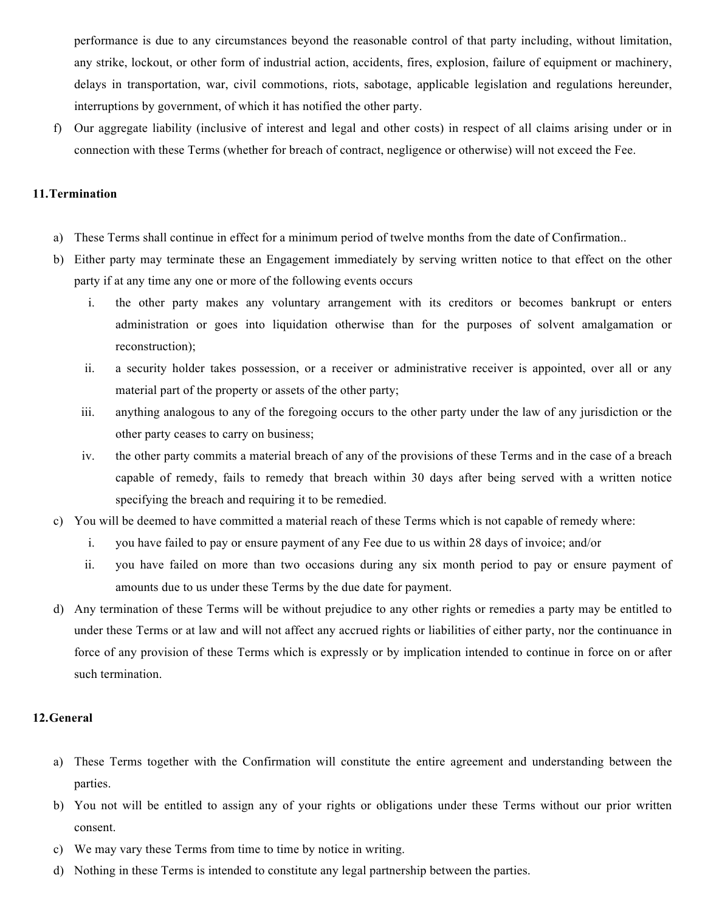performance is due to any circumstances beyond the reasonable control of that party including, without limitation, any strike, lockout, or other form of industrial action, accidents, fires, explosion, failure of equipment or machinery, delays in transportation, war, civil commotions, riots, sabotage, applicable legislation and regulations hereunder, interruptions by government, of which it has notified the other party.

f) Our aggregate liability (inclusive of interest and legal and other costs) in respect of all claims arising under or in connection with these Terms (whether for breach of contract, negligence or otherwise) will not exceed the Fee.

## 11. Termination

a) These Terms shall continue in effect for a minimum period of twelve months from the date of Confirmation..

b) Either party may terminate these an Engagement immediately by serving written notice to that effect on the other party if at any time any one or more of the following events occurs

   i. the other party makes any voluntary arrangement with its creditors or becomes bankrupt or enters administration or goes into liquidation otherwise than for the purposes of solvent amalgamation or reconstruction);

   ii. a security holder takes possession, or a receiver or administrative receiver is appointed, over all or any material part of the property or assets of the other party;

   iii. anything analogous to any of the foregoing occurs to the other party under the law of any jurisdiction or the other party ceases to carry on business;

   iv. the other party commits a material breach of any of the provisions of these Terms and in the case of a breach capable of remedy, fails to remedy that breach within 30 days after being served with a written notice specifying the breach and requiring it to be remedied.

c) You will be deemed to have committed a material reach of these Terms which is not capable of remedy where:

   i. you have failed to pay or ensure payment of any Fee due to us within 28 days of invoice; and/or

   ii. you have failed on more than two occasions during any six month period to pay or ensure payment of amounts due to us under these Terms by the due date for payment.

d) Any termination of these Terms will be without prejudice to any other rights or remedies a party may be entitled to under these Terms or at law and will not affect any accrued rights or liabilities of either party, nor the continuance in force of any provision of these Terms which is expressly or by implication intended to continue in force on or after such termination.

## 12. General

a) These Terms together with the Confirmation will constitute the entire agreement and understanding between the parties.

b) You not will be entitled to assign any of your rights or obligations under these Terms without our prior written consent.

c) We may vary these Terms from time to time by notice in writing.

d) Nothing in these Terms is intended to constitute any legal partnership between the parties.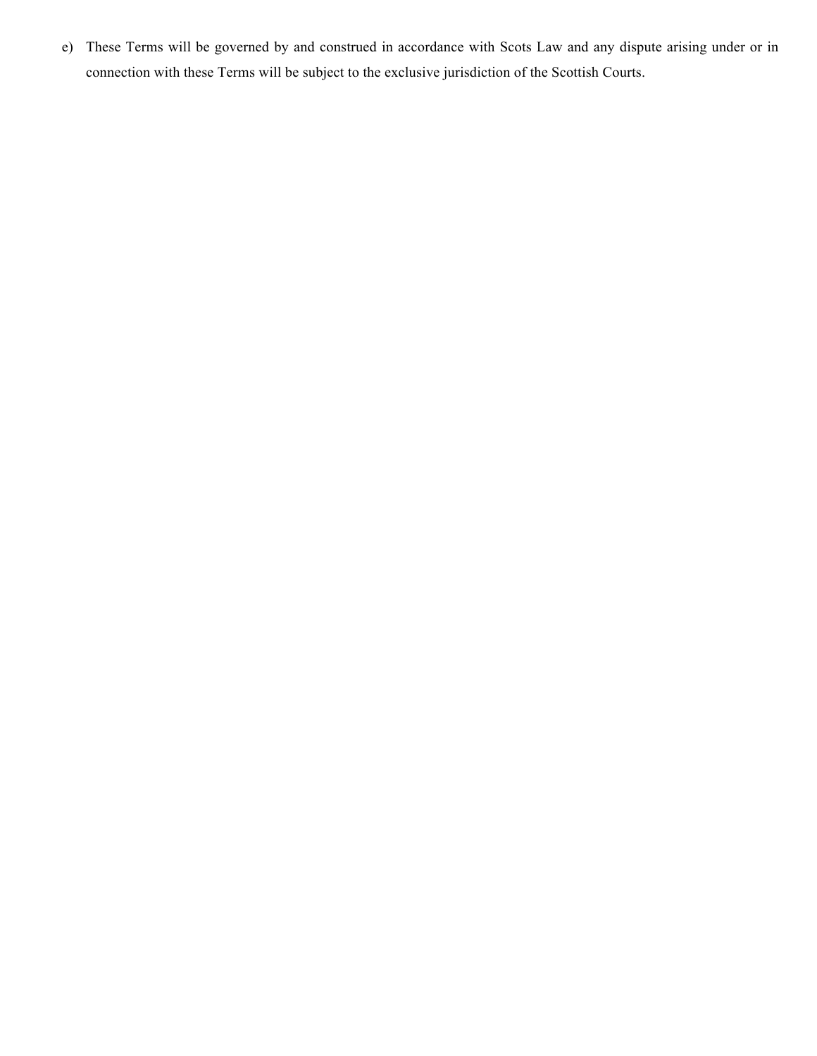e) These Terms will be governed by and construed in accordance with Scots Law and any dispute arising under or in connection with these Terms will be subject to the exclusive jurisdiction of the Scottish Courts.